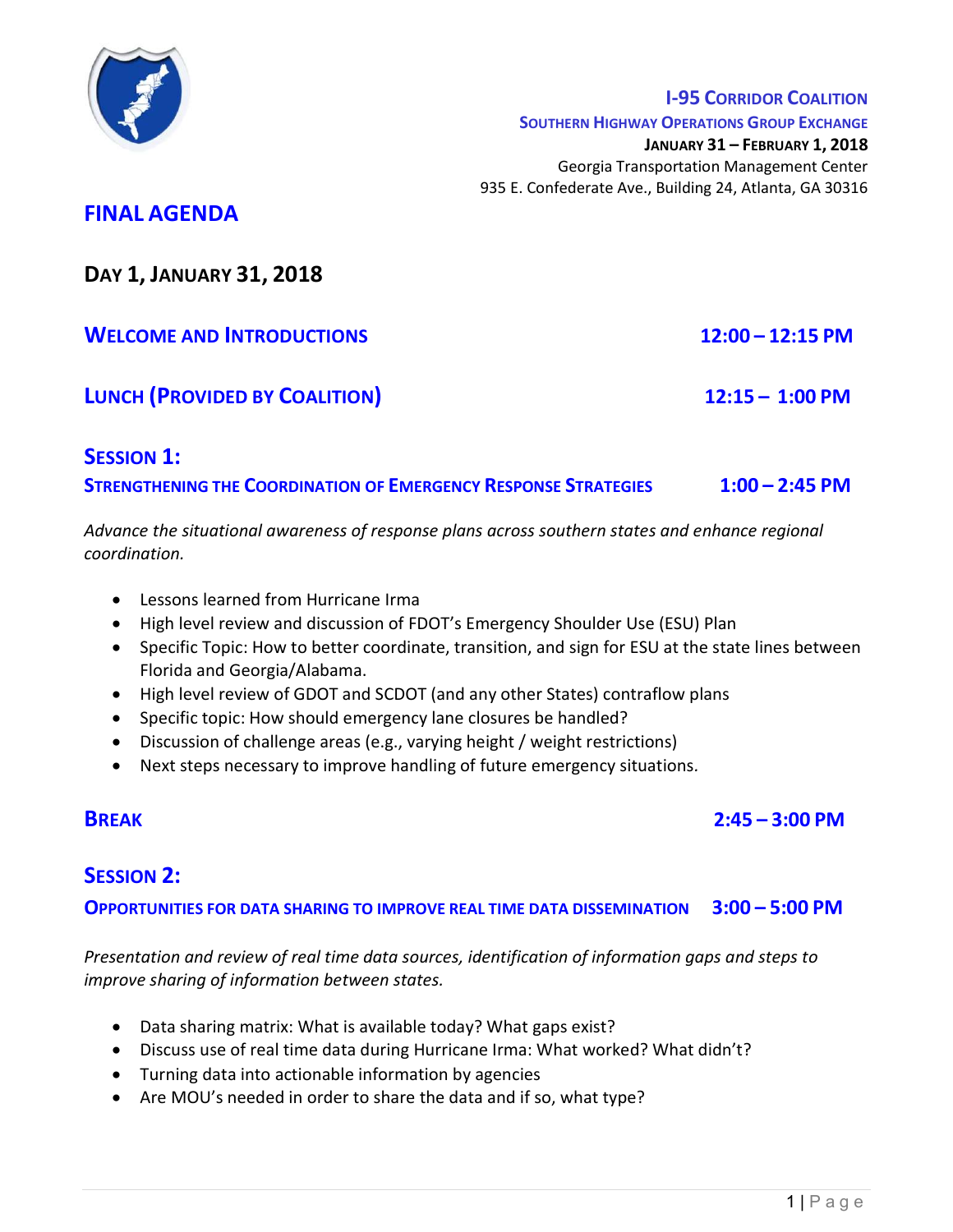**I-95 Corridor Coalition**
**Southern Highway Operations Group Exchange**
**January 31 – February 1, 2018**
Georgia Transportation Management Center
935 E. Confederate Ave., Building 24, Atlanta, GA 30316

# FINAL AGENDA

## Day 1, January 31, 2018

### Welcome and Introductions — 12:00 – 12:15 PM

### Lunch (Provided by Coalition) — 12:15 – 1:00 PM

### Session 1: Strengthening the Coordination of Emergency Response Strategies — 1:00 – 2:45 PM

*Advance the situational awareness of response plans across southern states and enhance regional coordination.*

- Lessons learned from Hurricane Irma
- High level review and discussion of FDOT's Emergency Shoulder Use (ESU) Plan
- Specific Topic: How to better coordinate, transition, and sign for ESU at the state lines between Florida and Georgia/Alabama.
- High level review of GDOT and SCDOT (and any other States) contraflow plans
- Specific topic: How should emergency lane closures be handled?
- Discussion of challenge areas (e.g., varying height / weight restrictions)
- Next steps necessary to improve handling of future emergency situations.

### Break — 2:45 – 3:00 PM

### Session 2: Opportunities for Data Sharing to Improve Real Time Data Dissemination — 3:00 – 5:00 PM

*Presentation and review of real time data sources, identification of information gaps and steps to improve sharing of information between states.*

- Data sharing matrix: What is available today? What gaps exist?
- Discuss use of real time data during Hurricane Irma: What worked? What didn't?
- Turning data into actionable information by agencies
- Are MOU's needed in order to share the data and if so, what type?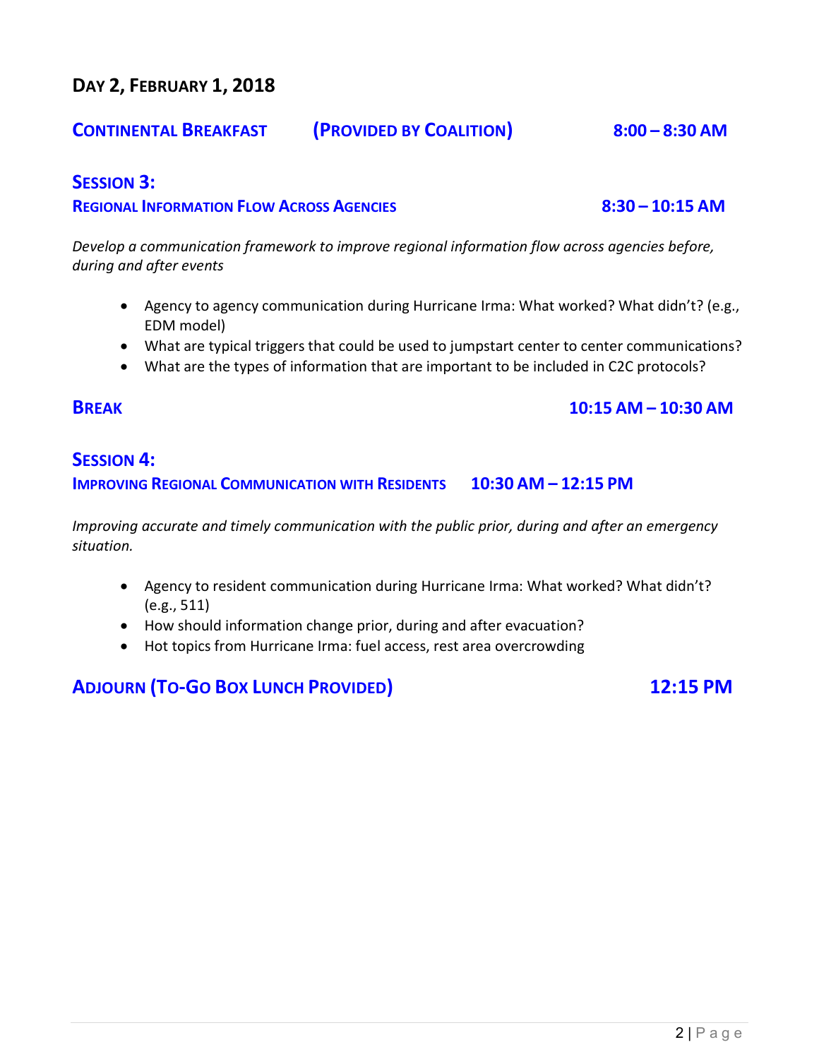## Day 2, February 1, 2018

### Continental Breakfast (Provided by Coalition) 8:00 – 8:30 AM

### Session 3:
### Regional Information Flow Across Agencies 8:30 – 10:15 AM

*Develop a communication framework to improve regional information flow across agencies before, during and after events*

- Agency to agency communication during Hurricane Irma: What worked? What didn't? (e.g., EDM model)
- What are typical triggers that could be used to jumpstart center to center communications?
- What are the types of information that are important to be included in C2C protocols?

### Break 10:15 AM – 10:30 AM

### Session 4:
### Improving Regional Communication with Residents 10:30 AM – 12:15 PM

*Improving accurate and timely communication with the public prior, during and after an emergency situation.*

- Agency to resident communication during Hurricane Irma: What worked? What didn't? (e.g., 511)
- How should information change prior, during and after evacuation?
- Hot topics from Hurricane Irma: fuel access, rest area overcrowding

### Adjourn (To-Go Box Lunch Provided) 12:15 PM